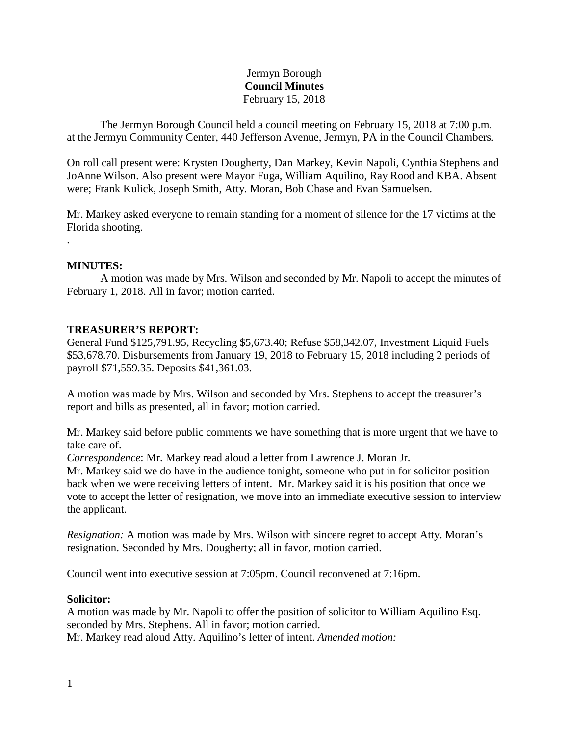Jermyn Borough
**Council Minutes**
February 15, 2018

The Jermyn Borough Council held a council meeting on February 15, 2018 at 7:00 p.m. at the Jermyn Community Center, 440 Jefferson Avenue, Jermyn, PA in the Council Chambers.

On roll call present were: Krysten Dougherty, Dan Markey, Kevin Napoli, Cynthia Stephens and JoAnne Wilson. Also present were Mayor Fuga, William Aquilino, Ray Rood and KBA. Absent were; Frank Kulick, Joseph Smith, Atty. Moran, Bob Chase and Evan Samuelsen.

Mr. Markey asked everyone to remain standing for a moment of silence for the 17 victims at the Florida shooting.

.

**MINUTES:**

A motion was made by Mrs. Wilson and seconded by Mr. Napoli to accept the minutes of February 1, 2018. All in favor; motion carried.

**TREASURER'S REPORT:**

General Fund $125,791.95, Recycling $5,673.40; Refuse $58,342.07, Investment Liquid Fuels $53,678.70. Disbursements from January 19, 2018 to February 15, 2018 including 2 periods of payroll $71,559.35. Deposits $41,361.03.

A motion was made by Mrs. Wilson and seconded by Mrs. Stephens to accept the treasurer's report and bills as presented, all in favor; motion carried.

Mr. Markey said before public comments we have something that is more urgent that we have to take care of.

*Correspondence*: Mr. Markey read aloud a letter from Lawrence J. Moran Jr.

Mr. Markey said we do have in the audience tonight, someone who put in for solicitor position back when we were receiving letters of intent. Mr. Markey said it is his position that once we vote to accept the letter of resignation, we move into an immediate executive session to interview the applicant.

*Resignation:* A motion was made by Mrs. Wilson with sincere regret to accept Atty. Moran's resignation. Seconded by Mrs. Dougherty; all in favor, motion carried.

Council went into executive session at 7:05pm. Council reconvened at 7:16pm.

**Solicitor:**

A motion was made by Mr. Napoli to offer the position of solicitor to William Aquilino Esq. seconded by Mrs. Stephens. All in favor; motion carried.

Mr. Markey read aloud Atty. Aquilino's letter of intent. *Amended motion:*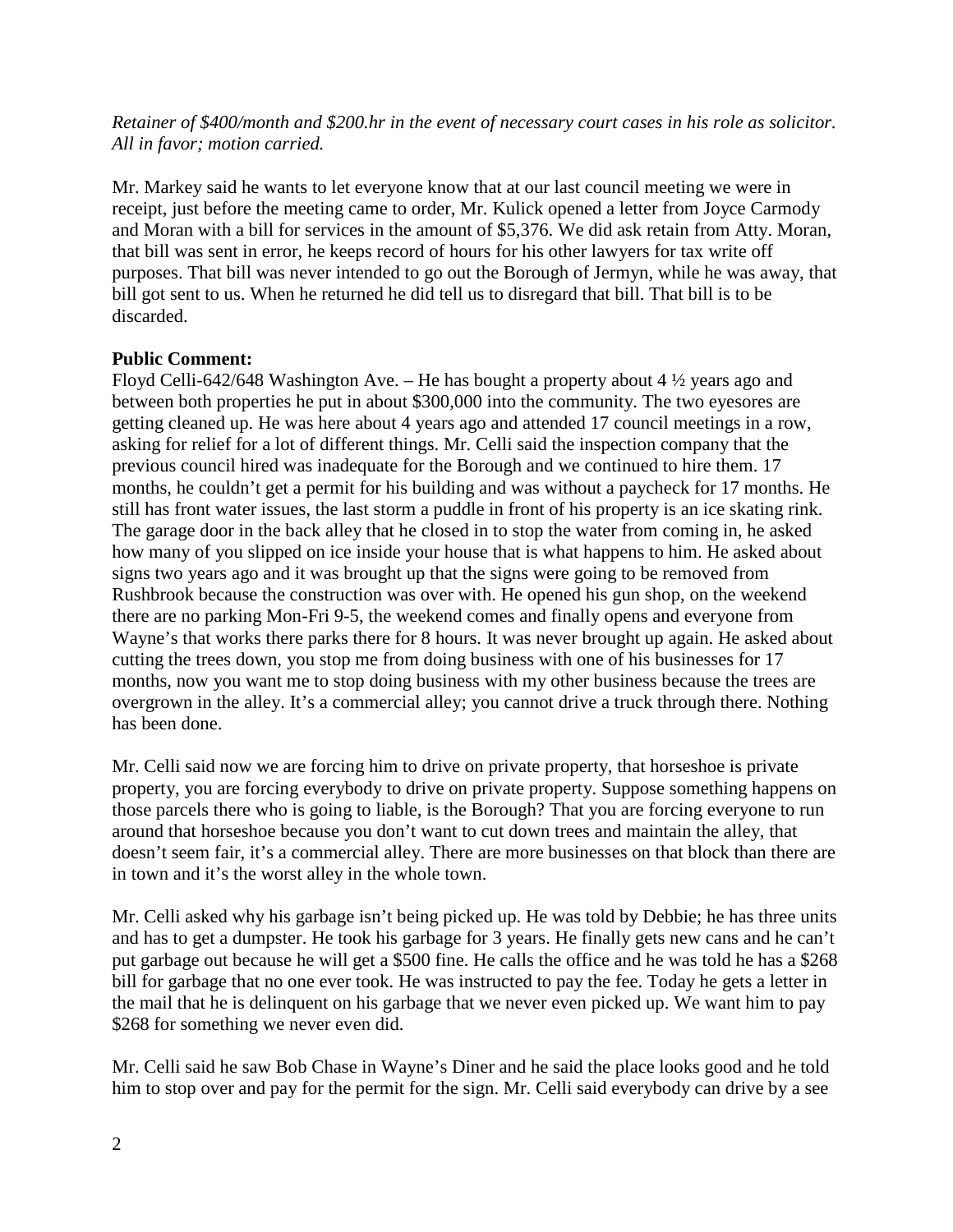*Retainer of $400/month and $200.hr in the event of necessary court cases in his role as solicitor. All in favor; motion carried.*

Mr. Markey said he wants to let everyone know that at our last council meeting we were in receipt, just before the meeting came to order, Mr. Kulick opened a letter from Joyce Carmody and Moran with a bill for services in the amount of $5,376. We did ask retain from Atty. Moran, that bill was sent in error, he keeps record of hours for his other lawyers for tax write off purposes. That bill was never intended to go out the Borough of Jermyn, while he was away, that bill got sent to us. When he returned he did tell us to disregard that bill. That bill is to be discarded.

**Public Comment:**

Floyd Celli-642/648 Washington Ave. – He has bought a property about 4 ½ years ago and between both properties he put in about $300,000 into the community. The two eyesores are getting cleaned up. He was here about 4 years ago and attended 17 council meetings in a row, asking for relief for a lot of different things. Mr. Celli said the inspection company that the previous council hired was inadequate for the Borough and we continued to hire them. 17 months, he couldn't get a permit for his building and was without a paycheck for 17 months. He still has front water issues, the last storm a puddle in front of his property is an ice skating rink. The garage door in the back alley that he closed in to stop the water from coming in, he asked how many of you slipped on ice inside your house that is what happens to him. He asked about signs two years ago and it was brought up that the signs were going to be removed from Rushbrook because the construction was over with. He opened his gun shop, on the weekend there are no parking Mon-Fri 9-5, the weekend comes and finally opens and everyone from Wayne's that works there parks there for 8 hours. It was never brought up again. He asked about cutting the trees down, you stop me from doing business with one of his businesses for 17 months, now you want me to stop doing business with my other business because the trees are overgrown in the alley. It's a commercial alley; you cannot drive a truck through there. Nothing has been done.

Mr. Celli said now we are forcing him to drive on private property, that horseshoe is private property, you are forcing everybody to drive on private property. Suppose something happens on those parcels there who is going to liable, is the Borough? That you are forcing everyone to run around that horseshoe because you don't want to cut down trees and maintain the alley, that doesn't seem fair, it's a commercial alley. There are more businesses on that block than there are in town and it's the worst alley in the whole town.

Mr. Celli asked why his garbage isn't being picked up. He was told by Debbie; he has three units and has to get a dumpster. He took his garbage for 3 years. He finally gets new cans and he can't put garbage out because he will get a $500 fine. He calls the office and he was told he has a $268 bill for garbage that no one ever took. He was instructed to pay the fee. Today he gets a letter in the mail that he is delinquent on his garbage that we never even picked up. We want him to pay $268 for something we never even did.

Mr. Celli said he saw Bob Chase in Wayne's Diner and he said the place looks good and he told him to stop over and pay for the permit for the sign. Mr. Celli said everybody can drive by a see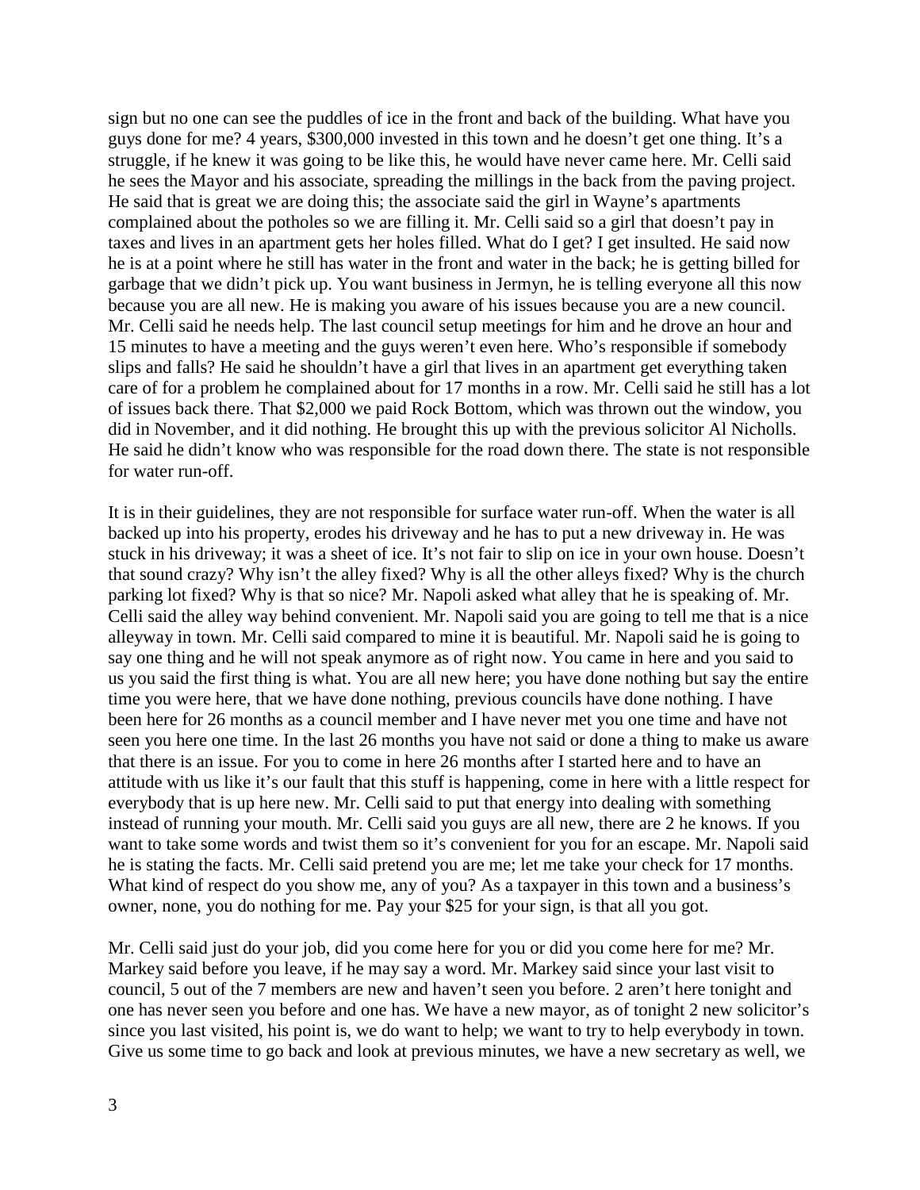sign but no one can see the puddles of ice in the front and back of the building. What have you guys done for me? 4 years, $300,000 invested in this town and he doesn't get one thing. It's a struggle, if he knew it was going to be like this, he would have never came here. Mr. Celli said he sees the Mayor and his associate, spreading the millings in the back from the paving project. He said that is great we are doing this; the associate said the girl in Wayne's apartments complained about the potholes so we are filling it. Mr. Celli said so a girl that doesn't pay in taxes and lives in an apartment gets her holes filled. What do I get? I get insulted. He said now he is at a point where he still has water in the front and water in the back; he is getting billed for garbage that we didn't pick up. You want business in Jermyn, he is telling everyone all this now because you are all new. He is making you aware of his issues because you are a new council. Mr. Celli said he needs help. The last council setup meetings for him and he drove an hour and 15 minutes to have a meeting and the guys weren't even here. Who's responsible if somebody slips and falls? He said he shouldn't have a girl that lives in an apartment get everything taken care of for a problem he complained about for 17 months in a row. Mr. Celli said he still has a lot of issues back there. That $2,000 we paid Rock Bottom, which was thrown out the window, you did in November, and it did nothing. He brought this up with the previous solicitor Al Nicholls. He said he didn't know who was responsible for the road down there. The state is not responsible for water run-off.

It is in their guidelines, they are not responsible for surface water run-off. When the water is all backed up into his property, erodes his driveway and he has to put a new driveway in. He was stuck in his driveway; it was a sheet of ice. It's not fair to slip on ice in your own house. Doesn't that sound crazy? Why isn't the alley fixed? Why is all the other alleys fixed? Why is the church parking lot fixed? Why is that so nice? Mr. Napoli asked what alley that he is speaking of. Mr. Celli said the alley way behind convenient. Mr. Napoli said you are going to tell me that is a nice alleyway in town. Mr. Celli said compared to mine it is beautiful. Mr. Napoli said he is going to say one thing and he will not speak anymore as of right now. You came in here and you said to us you said the first thing is what. You are all new here; you have done nothing but say the entire time you were here, that we have done nothing, previous councils have done nothing. I have been here for 26 months as a council member and I have never met you one time and have not seen you here one time. In the last 26 months you have not said or done a thing to make us aware that there is an issue. For you to come in here 26 months after I started here and to have an attitude with us like it's our fault that this stuff is happening, come in here with a little respect for everybody that is up here new. Mr. Celli said to put that energy into dealing with something instead of running your mouth. Mr. Celli said you guys are all new, there are 2 he knows. If you want to take some words and twist them so it's convenient for you for an escape. Mr. Napoli said he is stating the facts. Mr. Celli said pretend you are me; let me take your check for 17 months. What kind of respect do you show me, any of you? As a taxpayer in this town and a business's owner, none, you do nothing for me. Pay your $25 for your sign, is that all you got.

Mr. Celli said just do your job, did you come here for you or did you come here for me? Mr. Markey said before you leave, if he may say a word. Mr. Markey said since your last visit to council, 5 out of the 7 members are new and haven't seen you before. 2 aren't here tonight and one has never seen you before and one has. We have a new mayor, as of tonight 2 new solicitor's since you last visited, his point is, we do want to help; we want to try to help everybody in town. Give us some time to go back and look at previous minutes, we have a new secretary as well, we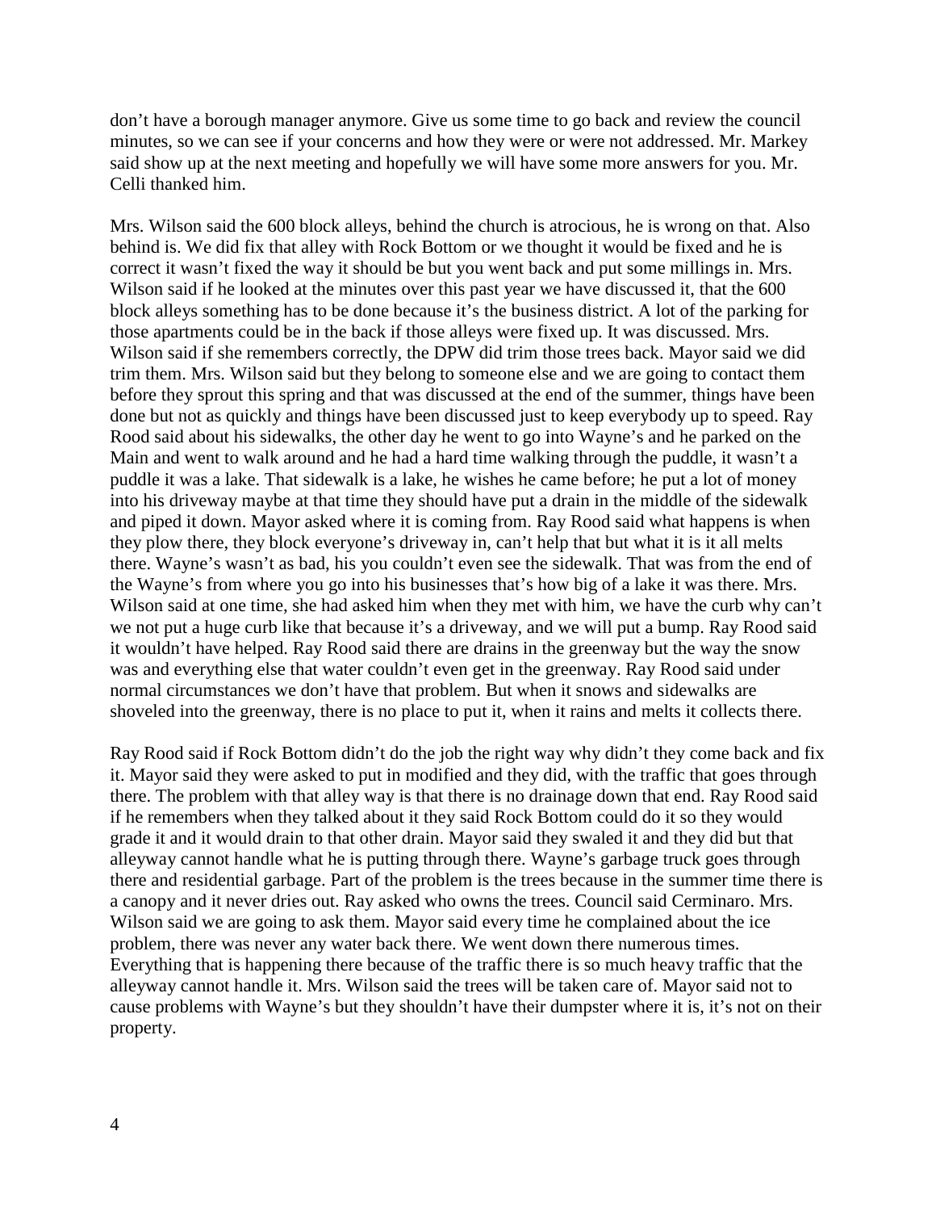don't have a borough manager anymore. Give us some time to go back and review the council minutes, so we can see if your concerns and how they were or were not addressed. Mr. Markey said show up at the next meeting and hopefully we will have some more answers for you. Mr. Celli thanked him.

Mrs. Wilson said the 600 block alleys, behind the church is atrocious, he is wrong on that. Also behind is. We did fix that alley with Rock Bottom or we thought it would be fixed and he is correct it wasn't fixed the way it should be but you went back and put some millings in. Mrs. Wilson said if he looked at the minutes over this past year we have discussed it, that the 600 block alleys something has to be done because it's the business district. A lot of the parking for those apartments could be in the back if those alleys were fixed up. It was discussed. Mrs. Wilson said if she remembers correctly, the DPW did trim those trees back. Mayor said we did trim them. Mrs. Wilson said but they belong to someone else and we are going to contact them before they sprout this spring and that was discussed at the end of the summer, things have been done but not as quickly and things have been discussed just to keep everybody up to speed. Ray Rood said about his sidewalks, the other day he went to go into Wayne's and he parked on the Main and went to walk around and he had a hard time walking through the puddle, it wasn't a puddle it was a lake. That sidewalk is a lake, he wishes he came before; he put a lot of money into his driveway maybe at that time they should have put a drain in the middle of the sidewalk and piped it down. Mayor asked where it is coming from. Ray Rood said what happens is when they plow there, they block everyone's driveway in, can't help that but what it is it all melts there. Wayne's wasn't as bad, his you couldn't even see the sidewalk. That was from the end of the Wayne's from where you go into his businesses that's how big of a lake it was there. Mrs. Wilson said at one time, she had asked him when they met with him, we have the curb why can't we not put a huge curb like that because it's a driveway, and we will put a bump. Ray Rood said it wouldn't have helped. Ray Rood said there are drains in the greenway but the way the snow was and everything else that water couldn't even get in the greenway. Ray Rood said under normal circumstances we don't have that problem. But when it snows and sidewalks are shoveled into the greenway, there is no place to put it, when it rains and melts it collects there.

Ray Rood said if Rock Bottom didn't do the job the right way why didn't they come back and fix it. Mayor said they were asked to put in modified and they did, with the traffic that goes through there. The problem with that alley way is that there is no drainage down that end. Ray Rood said if he remembers when they talked about it they said Rock Bottom could do it so they would grade it and it would drain to that other drain. Mayor said they swaled it and they did but that alleyway cannot handle what he is putting through there. Wayne's garbage truck goes through there and residential garbage. Part of the problem is the trees because in the summer time there is a canopy and it never dries out. Ray asked who owns the trees. Council said Cerminaro. Mrs. Wilson said we are going to ask them. Mayor said every time he complained about the ice problem, there was never any water back there. We went down there numerous times. Everything that is happening there because of the traffic there is so much heavy traffic that the alleyway cannot handle it. Mrs. Wilson said the trees will be taken care of. Mayor said not to cause problems with Wayne's but they shouldn't have their dumpster where it is, it's not on their property.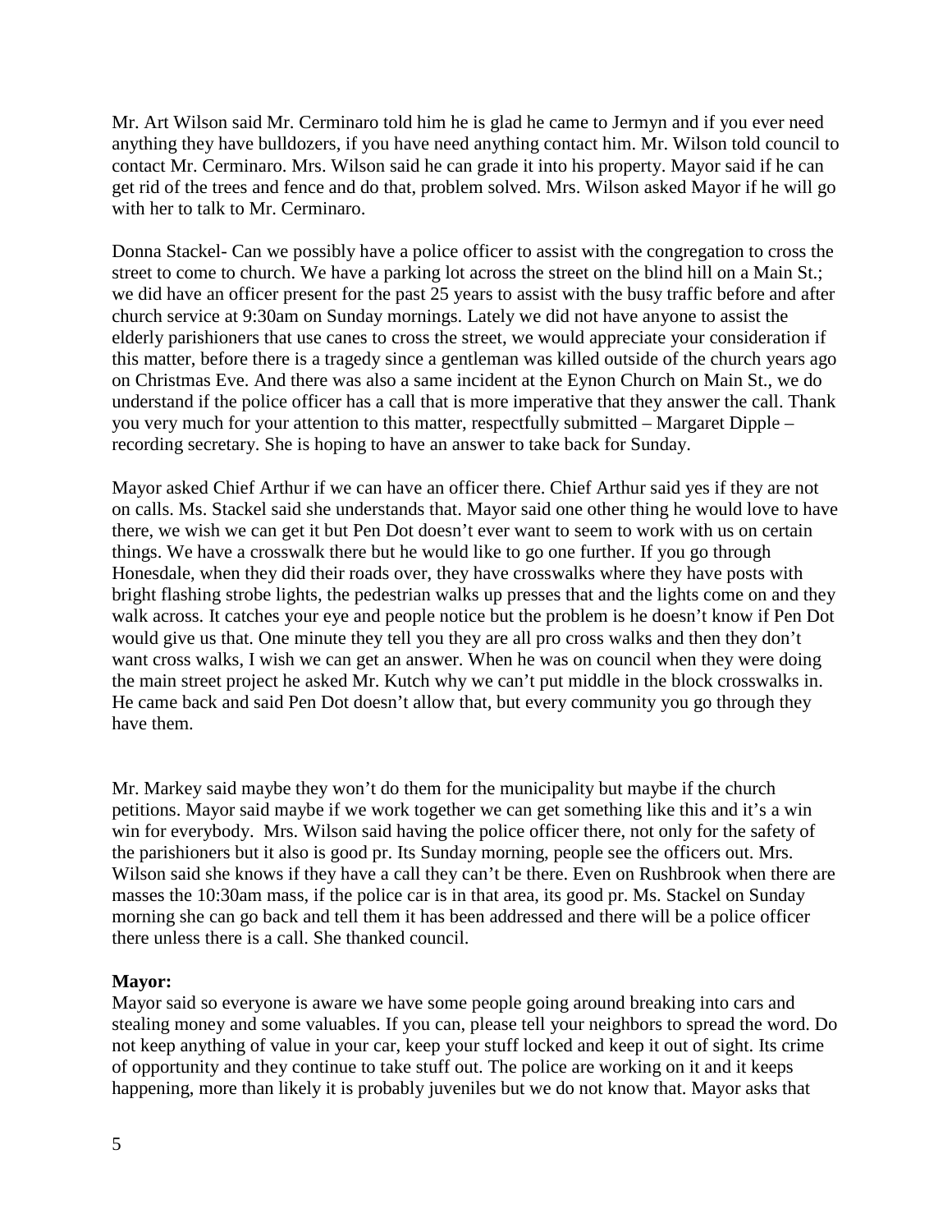Mr. Art Wilson said Mr. Cerminaro told him he is glad he came to Jermyn and if you ever need anything they have bulldozers, if you have need anything contact him. Mr. Wilson told council to contact Mr. Cerminaro. Mrs. Wilson said he can grade it into his property. Mayor said if he can get rid of the trees and fence and do that, problem solved. Mrs. Wilson asked Mayor if he will go with her to talk to Mr. Cerminaro.

Donna Stackel- Can we possibly have a police officer to assist with the congregation to cross the street to come to church. We have a parking lot across the street on the blind hill on a Main St.; we did have an officer present for the past 25 years to assist with the busy traffic before and after church service at 9:30am on Sunday mornings. Lately we did not have anyone to assist the elderly parishioners that use canes to cross the street, we would appreciate your consideration if this matter, before there is a tragedy since a gentleman was killed outside of the church years ago on Christmas Eve. And there was also a same incident at the Eynon Church on Main St., we do understand if the police officer has a call that is more imperative that they answer the call. Thank you very much for your attention to this matter, respectfully submitted – Margaret Dipple – recording secretary. She is hoping to have an answer to take back for Sunday.

Mayor asked Chief Arthur if we can have an officer there. Chief Arthur said yes if they are not on calls. Ms. Stackel said she understands that. Mayor said one other thing he would love to have there, we wish we can get it but Pen Dot doesn't ever want to seem to work with us on certain things. We have a crosswalk there but he would like to go one further. If you go through Honesdale, when they did their roads over, they have crosswalks where they have posts with bright flashing strobe lights, the pedestrian walks up presses that and the lights come on and they walk across. It catches your eye and people notice but the problem is he doesn't know if Pen Dot would give us that. One minute they tell you they are all pro cross walks and then they don't want cross walks, I wish we can get an answer. When he was on council when they were doing the main street project he asked Mr. Kutch why we can't put middle in the block crosswalks in. He came back and said Pen Dot doesn't allow that, but every community you go through they have them.

Mr. Markey said maybe they won't do them for the municipality but maybe if the church petitions. Mayor said maybe if we work together we can get something like this and it's a win win for everybody. Mrs. Wilson said having the police officer there, not only for the safety of the parishioners but it also is good pr. Its Sunday morning, people see the officers out. Mrs. Wilson said she knows if they have a call they can't be there. Even on Rushbrook when there are masses the 10:30am mass, if the police car is in that area, its good pr. Ms. Stackel on Sunday morning she can go back and tell them it has been addressed and there will be a police officer there unless there is a call. She thanked council.

**Mayor:**
Mayor said so everyone is aware we have some people going around breaking into cars and stealing money and some valuables. If you can, please tell your neighbors to spread the word. Do not keep anything of value in your car, keep your stuff locked and keep it out of sight. Its crime of opportunity and they continue to take stuff out. The police are working on it and it keeps happening, more than likely it is probably juveniles but we do not know that. Mayor asks that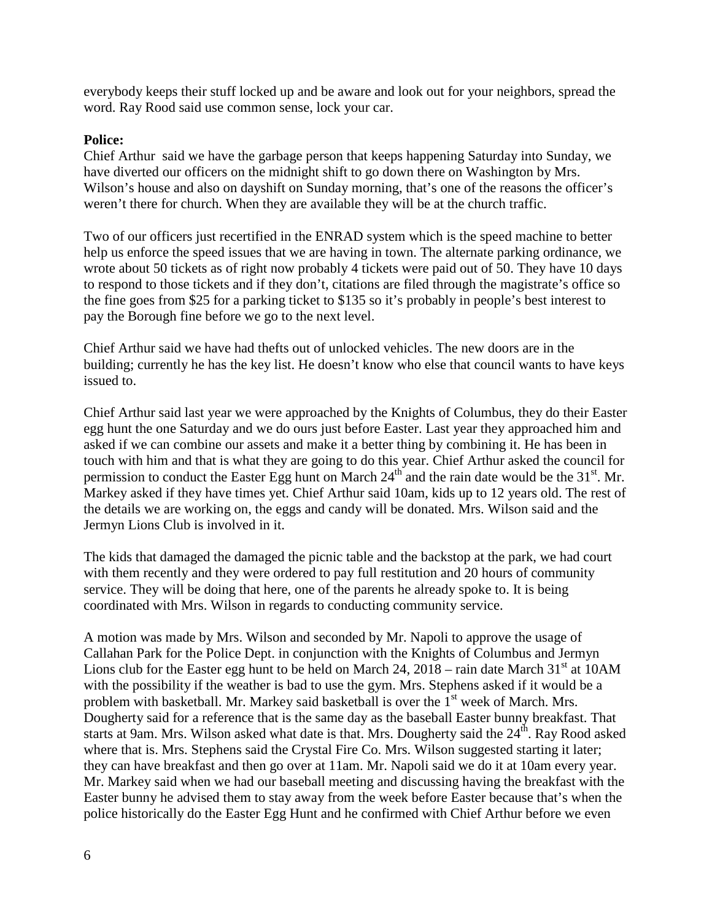everybody keeps their stuff locked up and be aware and look out for your neighbors, spread the word. Ray Rood said use common sense, lock your car.

**Police:**

Chief Arthur said we have the garbage person that keeps happening Saturday into Sunday, we have diverted our officers on the midnight shift to go down there on Washington by Mrs. Wilson's house and also on dayshift on Sunday morning, that's one of the reasons the officer's weren't there for church. When they are available they will be at the church traffic.

Two of our officers just recertified in the ENRAD system which is the speed machine to better help us enforce the speed issues that we are having in town. The alternate parking ordinance, we wrote about 50 tickets as of right now probably 4 tickets were paid out of 50. They have 10 days to respond to those tickets and if they don't, citations are filed through the magistrate's office so the fine goes from $25 for a parking ticket to $135 so it's probably in people's best interest to pay the Borough fine before we go to the next level.

Chief Arthur said we have had thefts out of unlocked vehicles. The new doors are in the building; currently he has the key list. He doesn't know who else that council wants to have keys issued to.

Chief Arthur said last year we were approached by the Knights of Columbus, they do their Easter egg hunt the one Saturday and we do ours just before Easter. Last year they approached him and asked if we can combine our assets and make it a better thing by combining it. He has been in touch with him and that is what they are going to do this year. Chief Arthur asked the council for permission to conduct the Easter Egg hunt on March 24th and the rain date would be the 31st. Mr. Markey asked if they have times yet. Chief Arthur said 10am, kids up to 12 years old. The rest of the details we are working on, the eggs and candy will be donated. Mrs. Wilson said and the Jermyn Lions Club is involved in it.

The kids that damaged the damaged the picnic table and the backstop at the park, we had court with them recently and they were ordered to pay full restitution and 20 hours of community service. They will be doing that here, one of the parents he already spoke to. It is being coordinated with Mrs. Wilson in regards to conducting community service.

A motion was made by Mrs. Wilson and seconded by Mr. Napoli to approve the usage of Callahan Park for the Police Dept. in conjunction with the Knights of Columbus and Jermyn Lions club for the Easter egg hunt to be held on March 24, 2018 – rain date March 31st at 10AM with the possibility if the weather is bad to use the gym. Mrs. Stephens asked if it would be a problem with basketball. Mr. Markey said basketball is over the 1st week of March. Mrs. Dougherty said for a reference that is the same day as the baseball Easter bunny breakfast. That starts at 9am. Mrs. Wilson asked what date is that. Mrs. Dougherty said the 24th. Ray Rood asked where that is. Mrs. Stephens said the Crystal Fire Co. Mrs. Wilson suggested starting it later; they can have breakfast and then go over at 11am. Mr. Napoli said we do it at 10am every year. Mr. Markey said when we had our baseball meeting and discussing having the breakfast with the Easter bunny he advised them to stay away from the week before Easter because that's when the police historically do the Easter Egg Hunt and he confirmed with Chief Arthur before we even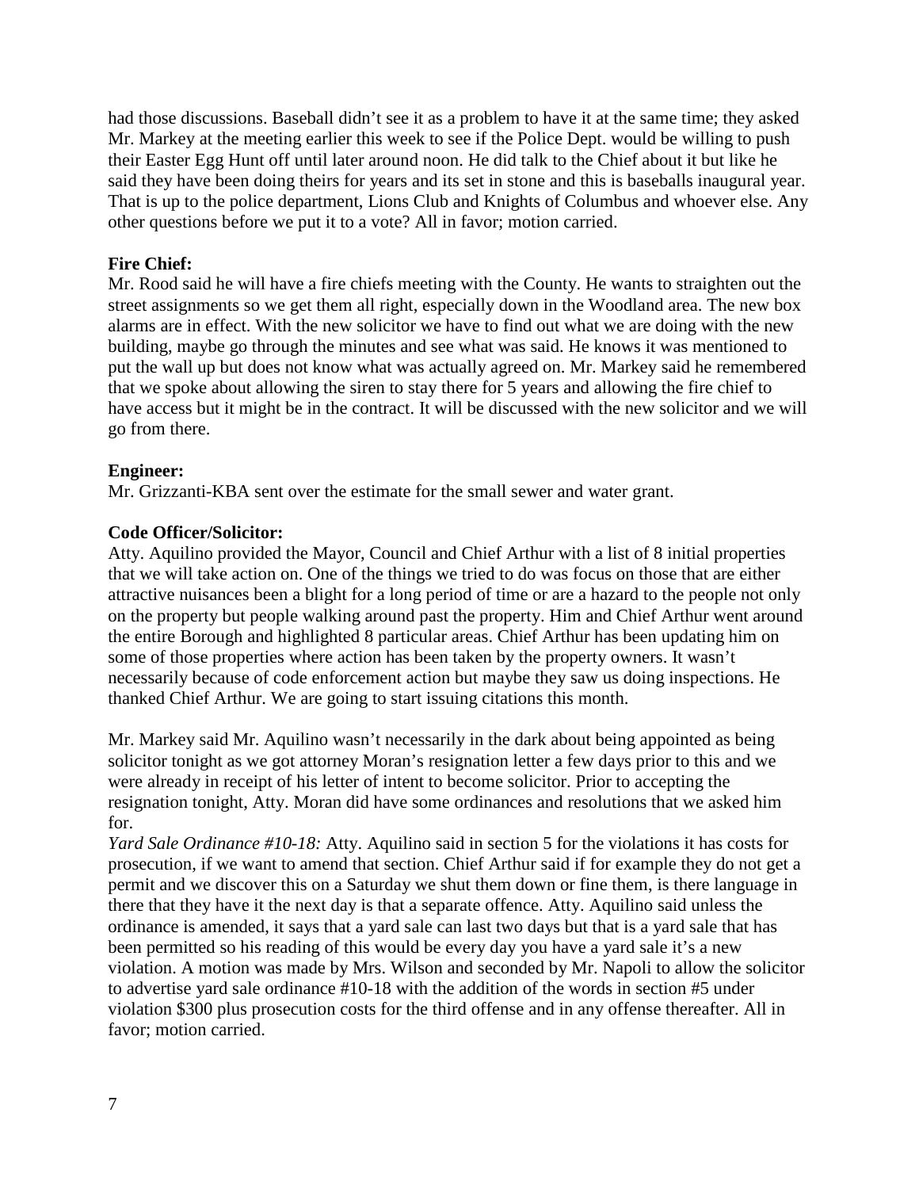had those discussions. Baseball didn't see it as a problem to have it at the same time; they asked Mr. Markey at the meeting earlier this week to see if the Police Dept. would be willing to push their Easter Egg Hunt off until later around noon. He did talk to the Chief about it but like he said they have been doing theirs for years and its set in stone and this is baseballs inaugural year. That is up to the police department, Lions Club and Knights of Columbus and whoever else. Any other questions before we put it to a vote? All in favor; motion carried.

**Fire Chief:**
Mr. Rood said he will have a fire chiefs meeting with the County. He wants to straighten out the street assignments so we get them all right, especially down in the Woodland area. The new box alarms are in effect. With the new solicitor we have to find out what we are doing with the new building, maybe go through the minutes and see what was said. He knows it was mentioned to put the wall up but does not know what was actually agreed on. Mr. Markey said he remembered that we spoke about allowing the siren to stay there for 5 years and allowing the fire chief to have access but it might be in the contract. It will be discussed with the new solicitor and we will go from there.

**Engineer:**
Mr. Grizzanti-KBA sent over the estimate for the small sewer and water grant.

**Code Officer/Solicitor:**
Atty. Aquilino provided the Mayor, Council and Chief Arthur with a list of 8 initial properties that we will take action on. One of the things we tried to do was focus on those that are either attractive nuisances been a blight for a long period of time or are a hazard to the people not only on the property but people walking around past the property. Him and Chief Arthur went around the entire Borough and highlighted 8 particular areas. Chief Arthur has been updating him on some of those properties where action has been taken by the property owners. It wasn't necessarily because of code enforcement action but maybe they saw us doing inspections. He thanked Chief Arthur. We are going to start issuing citations this month.

Mr. Markey said Mr. Aquilino wasn't necessarily in the dark about being appointed as being solicitor tonight as we got attorney Moran's resignation letter a few days prior to this and we were already in receipt of his letter of intent to become solicitor. Prior to accepting the resignation tonight, Atty. Moran did have some ordinances and resolutions that we asked him for.

*Yard Sale Ordinance #10-18:* Atty. Aquilino said in section 5 for the violations it has costs for prosecution, if we want to amend that section. Chief Arthur said if for example they do not get a permit and we discover this on a Saturday we shut them down or fine them, is there language in there that they have it the next day is that a separate offence. Atty. Aquilino said unless the ordinance is amended, it says that a yard sale can last two days but that is a yard sale that has been permitted so his reading of this would be every day you have a yard sale it's a new violation. A motion was made by Mrs. Wilson and seconded by Mr. Napoli to allow the solicitor to advertise yard sale ordinance #10-18 with the addition of the words in section #5 under violation $300 plus prosecution costs for the third offense and in any offense thereafter. All in favor; motion carried.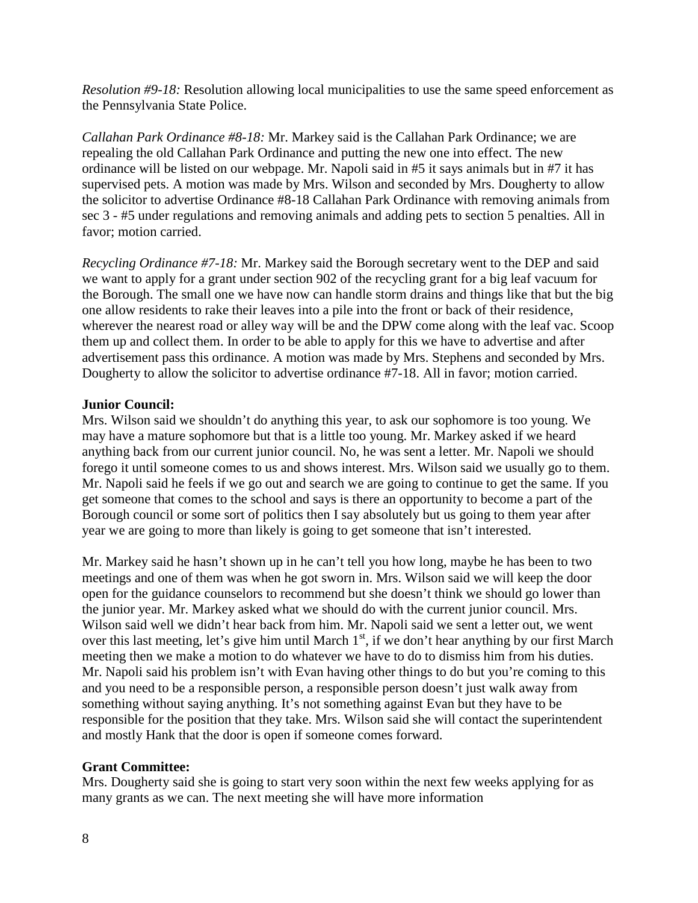*Resolution #9-18:* Resolution allowing local municipalities to use the same speed enforcement as the Pennsylvania State Police.

*Callahan Park Ordinance #8-18:* Mr. Markey said is the Callahan Park Ordinance; we are repealing the old Callahan Park Ordinance and putting the new one into effect. The new ordinance will be listed on our webpage. Mr. Napoli said in #5 it says animals but in #7 it has supervised pets. A motion was made by Mrs. Wilson and seconded by Mrs. Dougherty to allow the solicitor to advertise Ordinance #8-18 Callahan Park Ordinance with removing animals from sec 3 - #5 under regulations and removing animals and adding pets to section 5 penalties. All in favor; motion carried.

*Recycling Ordinance #7-18:* Mr. Markey said the Borough secretary went to the DEP and said we want to apply for a grant under section 902 of the recycling grant for a big leaf vacuum for the Borough. The small one we have now can handle storm drains and things like that but the big one allow residents to rake their leaves into a pile into the front or back of their residence, wherever the nearest road or alley way will be and the DPW come along with the leaf vac. Scoop them up and collect them. In order to be able to apply for this we have to advertise and after advertisement pass this ordinance. A motion was made by Mrs. Stephens and seconded by Mrs. Dougherty to allow the solicitor to advertise ordinance #7-18. All in favor; motion carried.

**Junior Council:**
Mrs. Wilson said we shouldn't do anything this year, to ask our sophomore is too young. We may have a mature sophomore but that is a little too young. Mr. Markey asked if we heard anything back from our current junior council. No, he was sent a letter. Mr. Napoli we should forego it until someone comes to us and shows interest. Mrs. Wilson said we usually go to them. Mr. Napoli said he feels if we go out and search we are going to continue to get the same. If you get someone that comes to the school and says is there an opportunity to become a part of the Borough council or some sort of politics then I say absolutely but us going to them year after year we are going to more than likely is going to get someone that isn't interested.

Mr. Markey said he hasn't shown up in he can't tell you how long, maybe he has been to two meetings and one of them was when he got sworn in. Mrs. Wilson said we will keep the door open for the guidance counselors to recommend but she doesn't think we should go lower than the junior year. Mr. Markey asked what we should do with the current junior council. Mrs. Wilson said well we didn't hear back from him. Mr. Napoli said we sent a letter out, we went over this last meeting, let's give him until March 1st, if we don't hear anything by our first March meeting then we make a motion to do whatever we have to do to dismiss him from his duties. Mr. Napoli said his problem isn't with Evan having other things to do but you're coming to this and you need to be a responsible person, a responsible person doesn't just walk away from something without saying anything. It's not something against Evan but they have to be responsible for the position that they take. Mrs. Wilson said she will contact the superintendent and mostly Hank that the door is open if someone comes forward.

**Grant Committee:**
Mrs. Dougherty said she is going to start very soon within the next few weeks applying for as many grants as we can. The next meeting she will have more information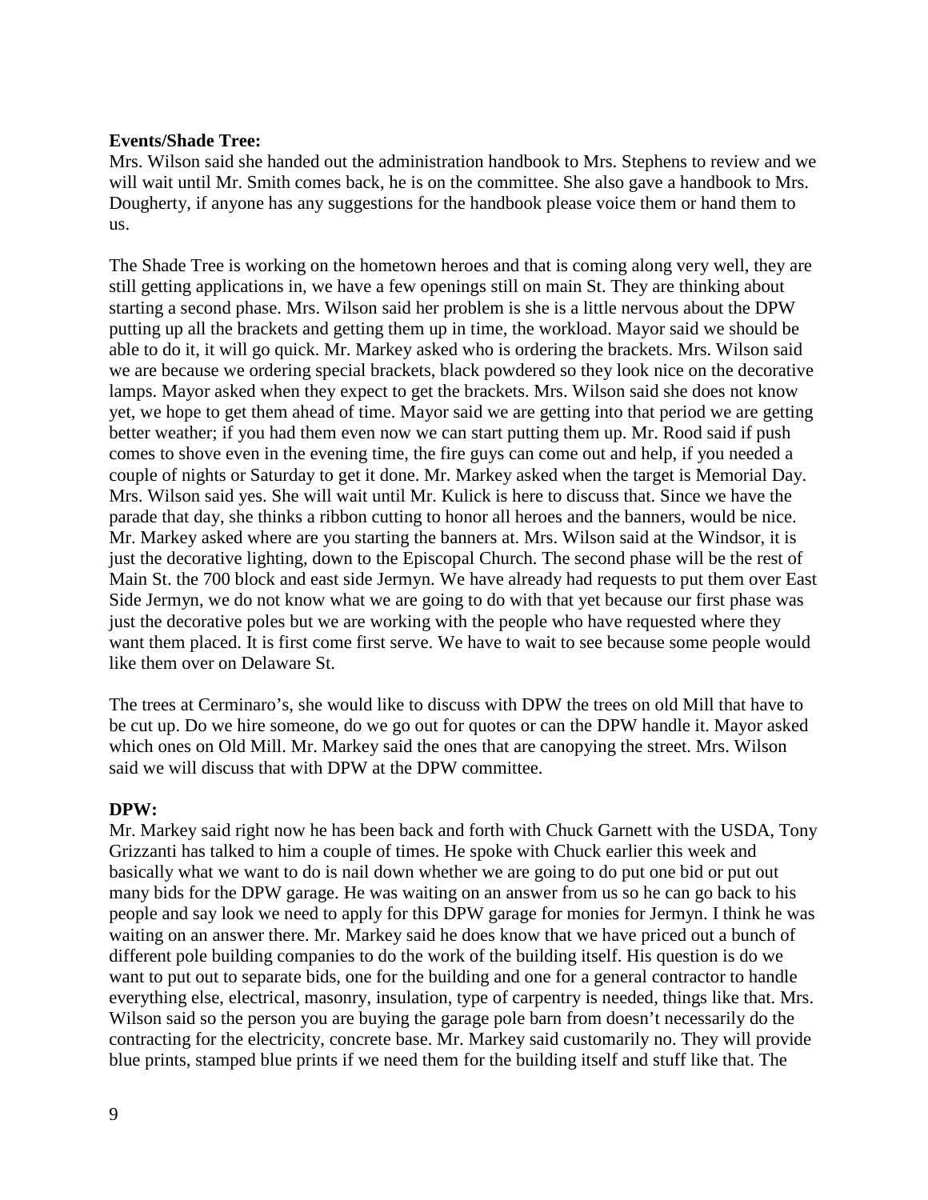**Events/Shade Tree:**
Mrs. Wilson said she handed out the administration handbook to Mrs. Stephens to review and we will wait until Mr. Smith comes back, he is on the committee. She also gave a handbook to Mrs. Dougherty, if anyone has any suggestions for the handbook please voice them or hand them to us.

The Shade Tree is working on the hometown heroes and that is coming along very well, they are still getting applications in, we have a few openings still on main St. They are thinking about starting a second phase. Mrs. Wilson said her problem is she is a little nervous about the DPW putting up all the brackets and getting them up in time, the workload. Mayor said we should be able to do it, it will go quick. Mr. Markey asked who is ordering the brackets. Mrs. Wilson said we are because we ordering special brackets, black powdered so they look nice on the decorative lamps. Mayor asked when they expect to get the brackets. Mrs. Wilson said she does not know yet, we hope to get them ahead of time. Mayor said we are getting into that period we are getting better weather; if you had them even now we can start putting them up. Mr. Rood said if push comes to shove even in the evening time, the fire guys can come out and help, if you needed a couple of nights or Saturday to get it done. Mr. Markey asked when the target is Memorial Day. Mrs. Wilson said yes. She will wait until Mr. Kulick is here to discuss that. Since we have the parade that day, she thinks a ribbon cutting to honor all heroes and the banners, would be nice. Mr. Markey asked where are you starting the banners at. Mrs. Wilson said at the Windsor, it is just the decorative lighting, down to the Episcopal Church. The second phase will be the rest of Main St. the 700 block and east side Jermyn. We have already had requests to put them over East Side Jermyn, we do not know what we are going to do with that yet because our first phase was just the decorative poles but we are working with the people who have requested where they want them placed. It is first come first serve. We have to wait to see because some people would like them over on Delaware St.

The trees at Cerminaro's, she would like to discuss with DPW the trees on old Mill that have to be cut up. Do we hire someone, do we go out for quotes or can the DPW handle it. Mayor asked which ones on Old Mill. Mr. Markey said the ones that are canopying the street. Mrs. Wilson said we will discuss that with DPW at the DPW committee.

**DPW:**
Mr. Markey said right now he has been back and forth with Chuck Garnett with the USDA, Tony Grizzanti has talked to him a couple of times. He spoke with Chuck earlier this week and basically what we want to do is nail down whether we are going to do put one bid or put out many bids for the DPW garage. He was waiting on an answer from us so he can go back to his people and say look we need to apply for this DPW garage for monies for Jermyn. I think he was waiting on an answer there. Mr. Markey said he does know that we have priced out a bunch of different pole building companies to do the work of the building itself. His question is do we want to put out to separate bids, one for the building and one for a general contractor to handle everything else, electrical, masonry, insulation, type of carpentry is needed, things like that. Mrs. Wilson said so the person you are buying the garage pole barn from doesn't necessarily do the contracting for the electricity, concrete base. Mr. Markey said customarily no. They will provide blue prints, stamped blue prints if we need them for the building itself and stuff like that. The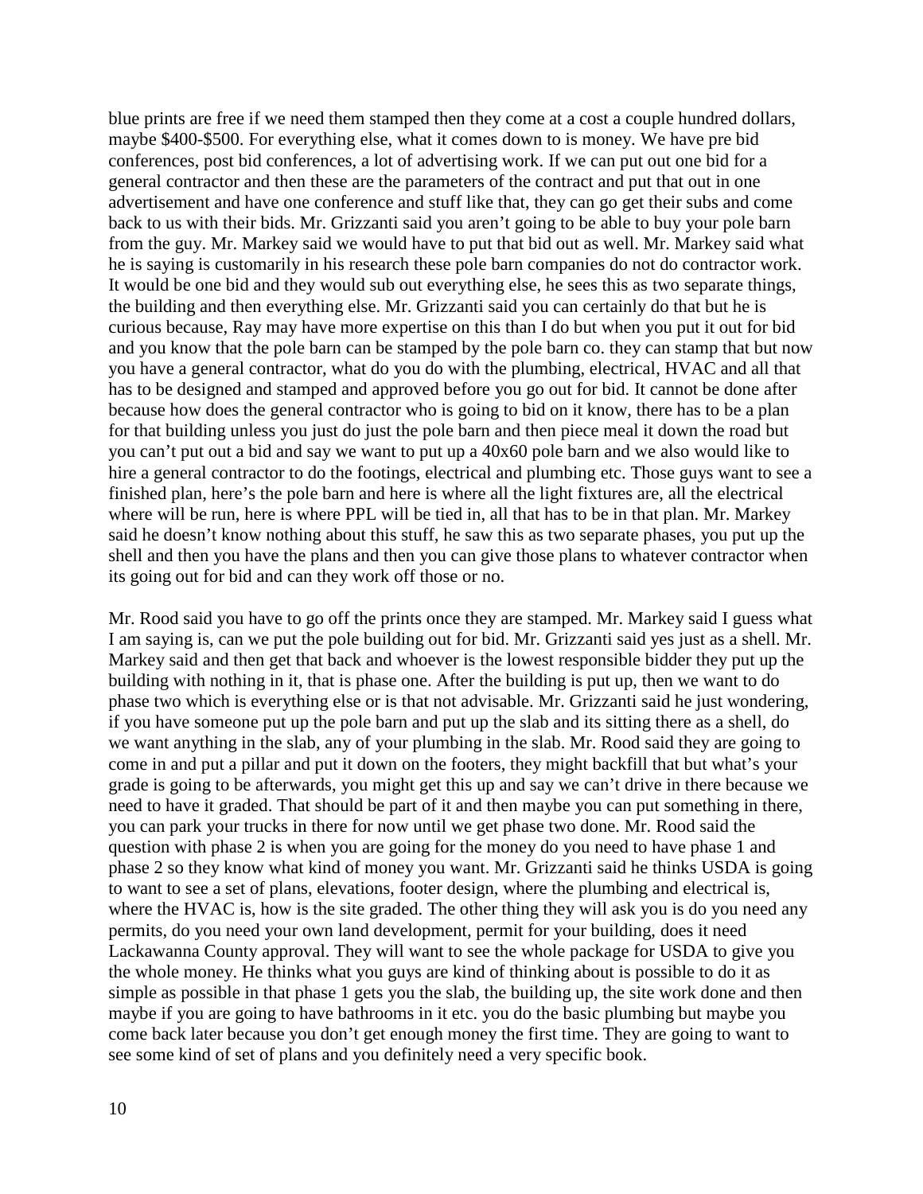blue prints are free if we need them stamped then they come at a cost a couple hundred dollars, maybe $400-$500. For everything else, what it comes down to is money. We have pre bid conferences, post bid conferences, a lot of advertising work. If we can put out one bid for a general contractor and then these are the parameters of the contract and put that out in one advertisement and have one conference and stuff like that, they can go get their subs and come back to us with their bids. Mr. Grizzanti said you aren't going to be able to buy your pole barn from the guy. Mr. Markey said we would have to put that bid out as well. Mr. Markey said what he is saying is customarily in his research these pole barn companies do not do contractor work. It would be one bid and they would sub out everything else, he sees this as two separate things, the building and then everything else. Mr. Grizzanti said you can certainly do that but he is curious because, Ray may have more expertise on this than I do but when you put it out for bid and you know that the pole barn can be stamped by the pole barn co. they can stamp that but now you have a general contractor, what do you do with the plumbing, electrical, HVAC and all that has to be designed and stamped and approved before you go out for bid. It cannot be done after because how does the general contractor who is going to bid on it know, there has to be a plan for that building unless you just do just the pole barn and then piece meal it down the road but you can't put out a bid and say we want to put up a 40x60 pole barn and we also would like to hire a general contractor to do the footings, electrical and plumbing etc. Those guys want to see a finished plan, here's the pole barn and here is where all the light fixtures are, all the electrical where will be run, here is where PPL will be tied in, all that has to be in that plan. Mr. Markey said he doesn't know nothing about this stuff, he saw this as two separate phases, you put up the shell and then you have the plans and then you can give those plans to whatever contractor when its going out for bid and can they work off those or no.

Mr. Rood said you have to go off the prints once they are stamped. Mr. Markey said I guess what I am saying is, can we put the pole building out for bid. Mr. Grizzanti said yes just as a shell. Mr. Markey said and then get that back and whoever is the lowest responsible bidder they put up the building with nothing in it, that is phase one. After the building is put up, then we want to do phase two which is everything else or is that not advisable. Mr. Grizzanti said he just wondering, if you have someone put up the pole barn and put up the slab and its sitting there as a shell, do we want anything in the slab, any of your plumbing in the slab. Mr. Rood said they are going to come in and put a pillar and put it down on the footers, they might backfill that but what's your grade is going to be afterwards, you might get this up and say we can't drive in there because we need to have it graded. That should be part of it and then maybe you can put something in there, you can park your trucks in there for now until we get phase two done. Mr. Rood said the question with phase 2 is when you are going for the money do you need to have phase 1 and phase 2 so they know what kind of money you want. Mr. Grizzanti said he thinks USDA is going to want to see a set of plans, elevations, footer design, where the plumbing and electrical is, where the HVAC is, how is the site graded. The other thing they will ask you is do you need any permits, do you need your own land development, permit for your building, does it need Lackawanna County approval. They will want to see the whole package for USDA to give you the whole money. He thinks what you guys are kind of thinking about is possible to do it as simple as possible in that phase 1 gets you the slab, the building up, the site work done and then maybe if you are going to have bathrooms in it etc. you do the basic plumbing but maybe you come back later because you don't get enough money the first time. They are going to want to see some kind of set of plans and you definitely need a very specific book.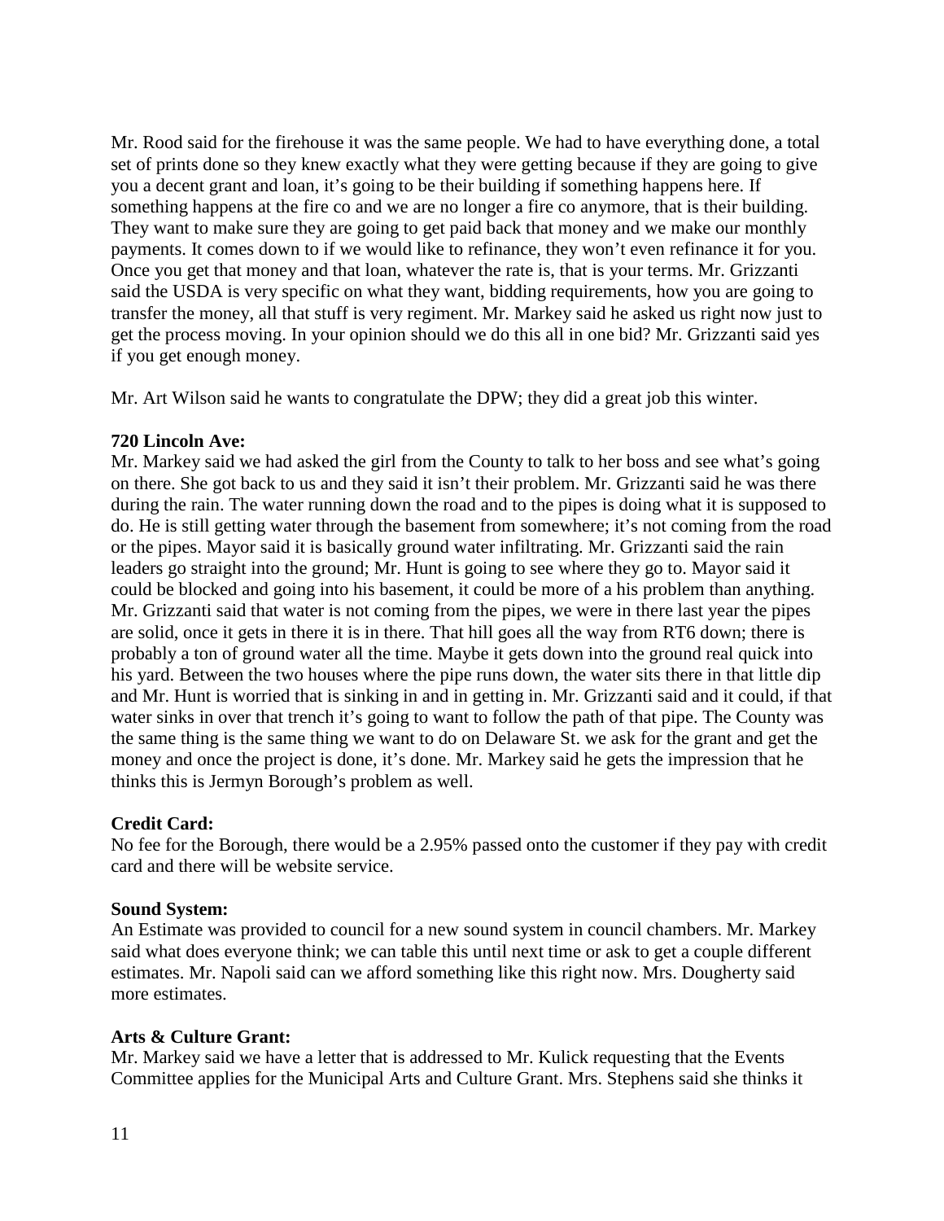Mr. Rood said for the firehouse it was the same people. We had to have everything done, a total set of prints done so they knew exactly what they were getting because if they are going to give you a decent grant and loan, it's going to be their building if something happens here. If something happens at the fire co and we are no longer a fire co anymore, that is their building. They want to make sure they are going to get paid back that money and we make our monthly payments. It comes down to if we would like to refinance, they won't even refinance it for you. Once you get that money and that loan, whatever the rate is, that is your terms. Mr. Grizzanti said the USDA is very specific on what they want, bidding requirements, how you are going to transfer the money, all that stuff is very regiment. Mr. Markey said he asked us right now just to get the process moving. In your opinion should we do this all in one bid? Mr. Grizzanti said yes if you get enough money.

Mr. Art Wilson said he wants to congratulate the DPW; they did a great job this winter.

**720 Lincoln Ave:**
Mr. Markey said we had asked the girl from the County to talk to her boss and see what's going on there. She got back to us and they said it isn't their problem. Mr. Grizzanti said he was there during the rain. The water running down the road and to the pipes is doing what it is supposed to do. He is still getting water through the basement from somewhere; it's not coming from the road or the pipes. Mayor said it is basically ground water infiltrating. Mr. Grizzanti said the rain leaders go straight into the ground; Mr. Hunt is going to see where they go to. Mayor said it could be blocked and going into his basement, it could be more of a his problem than anything. Mr. Grizzanti said that water is not coming from the pipes, we were in there last year the pipes are solid, once it gets in there it is in there. That hill goes all the way from RT6 down; there is probably a ton of ground water all the time. Maybe it gets down into the ground real quick into his yard. Between the two houses where the pipe runs down, the water sits there in that little dip and Mr. Hunt is worried that is sinking in and in getting in. Mr. Grizzanti said and it could, if that water sinks in over that trench it's going to want to follow the path of that pipe. The County was the same thing is the same thing we want to do on Delaware St. we ask for the grant and get the money and once the project is done, it's done. Mr. Markey said he gets the impression that he thinks this is Jermyn Borough's problem as well.

**Credit Card:**
No fee for the Borough, there would be a 2.95% passed onto the customer if they pay with credit card and there will be website service.

**Sound System:**
An Estimate was provided to council for a new sound system in council chambers. Mr. Markey said what does everyone think; we can table this until next time or ask to get a couple different estimates. Mr. Napoli said can we afford something like this right now. Mrs. Dougherty said more estimates.

**Arts & Culture Grant:**
Mr. Markey said we have a letter that is addressed to Mr. Kulick requesting that the Events Committee applies for the Municipal Arts and Culture Grant. Mrs. Stephens said she thinks it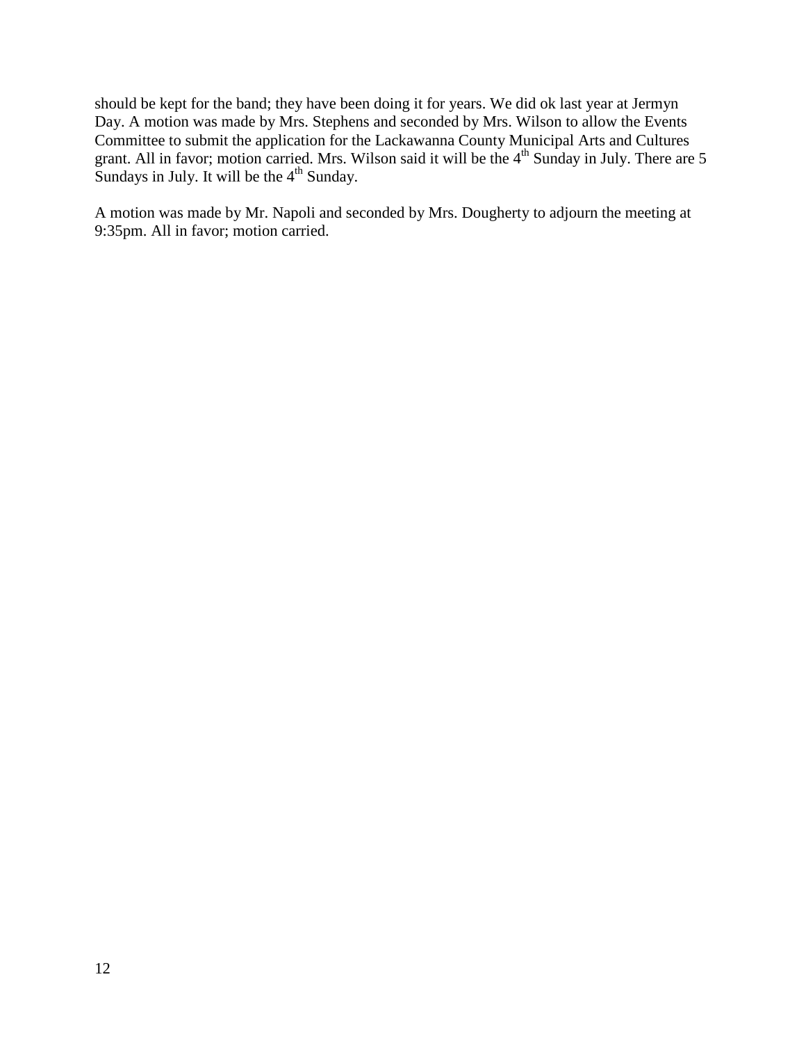should be kept for the band; they have been doing it for years. We did ok last year at Jermyn Day. A motion was made by Mrs. Stephens and seconded by Mrs. Wilson to allow the Events Committee to submit the application for the Lackawanna County Municipal Arts and Cultures grant. All in favor; motion carried. Mrs. Wilson said it will be the 4th Sunday in July. There are 5 Sundays in July. It will be the 4th Sunday.

A motion was made by Mr. Napoli and seconded by Mrs. Dougherty to adjourn the meeting at 9:35pm. All in favor; motion carried.